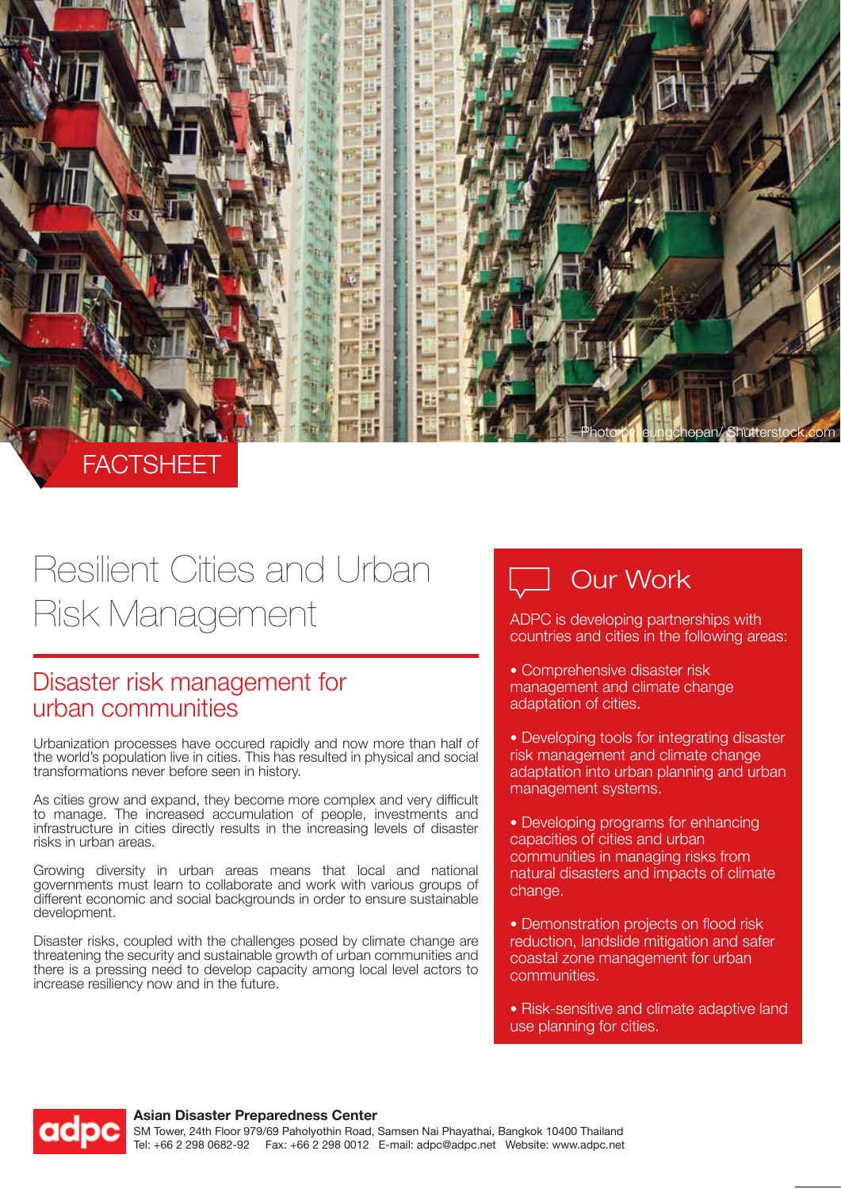Photo by leungchopan/ Shutterstock.com

FACTSHEET

# Resilient Cities and Urban Risk Management

## Disaster risk management for urban communities

Urbanization processes have occured rapidly and now more than half of the world's population live in cities. This has resulted in physical and social transformations never before seen in history.

As cities grow and expand, they become more complex and very difficult to manage. The increased accumulation of people, investments and infrastructure in cities directly results in the increasing levels of disaster risks in urban areas.

Growing diversity in urban areas means that local and national governments must learn to collaborate and work with various groups of different economic and social backgrounds in order to ensure sustainable development.

Disaster risks, coupled with the challenges posed by climate change are threatening the security and sustainable growth of urban communities and there is a pressing need to develop capacity among local level actors to increase resiliency now and in the future.

## Our Work

ADPC is developing partnerships with countries and cities in the following areas:

- Comprehensive disaster risk management and climate change adaptation of cities.
- Developing tools for integrating disaster risk management and climate change adaptation into urban planning and urban management systems.
- Developing programs for enhancing capacities of cities and urban communities in managing risks from natural disasters and impacts of climate change.
- Demonstration projects on flood risk reduction, landslide mitigation and safer coastal zone management for urban communities.
- Risk-sensitive and climate adaptive land use planning for cities.

adpc

**Asian Disaster Preparedness Center**
SM Tower, 24th Floor 979/69 Paholyothin Road, Samsen Nai Phayathai, Bangkok 10400 Thailand
Tel: +66 2 298 0682-92 Fax: +66 2 298 0012 E-mail: adpc@adpc.net Website: www.adpc.net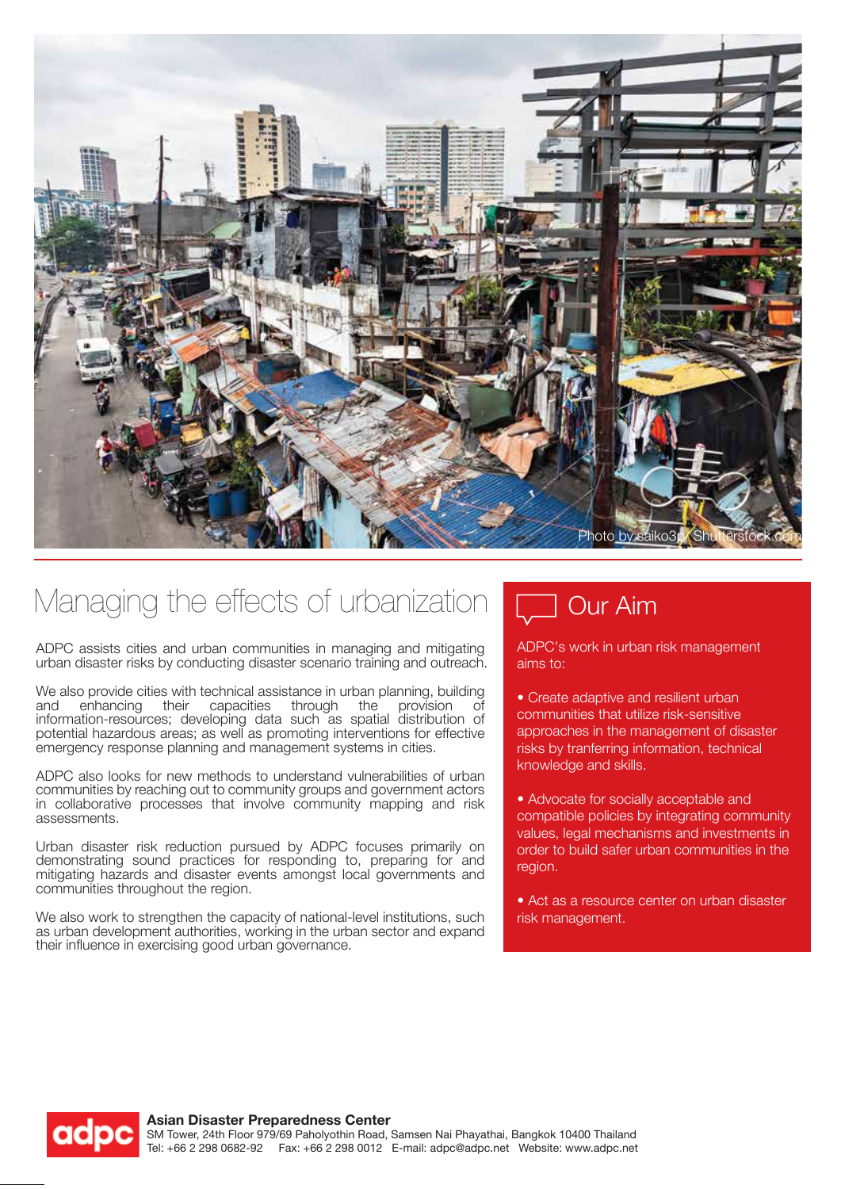Photo by saiko3p / Shutterstock.com

# Managing the effects of urbanization

ADPC assists cities and urban communities in managing and mitigating urban disaster risks by conducting disaster scenario training and outreach.

We also provide cities with technical assistance in urban planning, building and enhancing their capacities through the provision of information-resources; developing data such as spatial distribution of potential hazardous areas; as well as promoting interventions for effective emergency response planning and management systems in cities.

ADPC also looks for new methods to understand vulnerabilities of urban communities by reaching out to community groups and government actors in collaborative processes that involve community mapping and risk assessments.

Urban disaster risk reduction pursued by ADPC focuses primarily on demonstrating sound practices for responding to, preparing for and mitigating hazards and disaster events amongst local governments and communities throughout the region.

We also work to strengthen the capacity of national-level institutions, such as urban development authorities, working in the urban sector and expand their influence in exercising good urban governance.

## Our Aim

ADPC's work in urban risk management aims to:

- Create adaptive and resilient urban communities that utilize risk-sensitive approaches in the management of disaster risks by tranferring information, technical knowledge and skills.
- Advocate for socially acceptable and compatible policies by integrating community values, legal mechanisms and investments in order to build safer urban communities in the region.
- Act as a resource center on urban disaster risk management.

**Asian Disaster Preparedness Center**
SM Tower, 24th Floor 979/69 Paholyothin Road, Samsen Nai Phayathai, Bangkok 10400 Thailand
Tel: +66 2 298 0682-92 Fax: +66 2 298 0012 E-mail: adpc@adpc.net Website: www.adpc.net